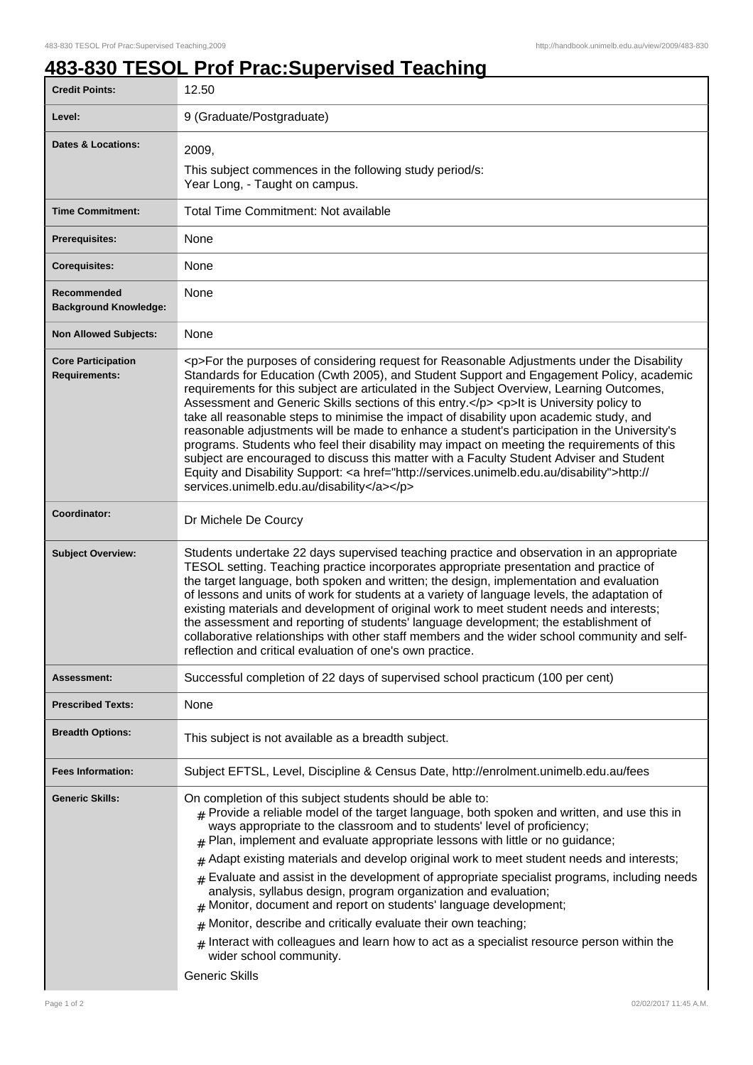# 483-830 TESOL Prof Prac:Supervised Teaching

| | |
|---|---|
| **Credit Points:** | 12.50 |
| **Level:** | 9 (Graduate/Postgraduate) |
| **Dates & Locations:** | 2009,<br>This subject commences in the following study period/s:<br>Year Long, - Taught on campus. |
| **Time Commitment:** | Total Time Commitment: Not available |
| **Prerequisites:** | None |
| **Corequisites:** | None |
| **Recommended Background Knowledge:** | None |
| **Non Allowed Subjects:** | None |
| **Core Participation Requirements:** | <p>For the purposes of considering request for Reasonable Adjustments under the Disability Standards for Education (Cwth 2005), and Student Support and Engagement Policy, academic requirements for this subject are articulated in the Subject Overview, Learning Outcomes, Assessment and Generic Skills sections of this entry.</p> <p>It is University policy to take all reasonable steps to minimise the impact of disability upon academic study, and reasonable adjustments will be made to enhance a student's participation in the University's programs. Students who feel their disability may impact on meeting the requirements of this subject are encouraged to discuss this matter with a Faculty Student Adviser and Student Equity and Disability Support: <a href="http://services.unimelb.edu.au/disability">http://services.unimelb.edu.au/disability</a></p> |
| **Coordinator:** | Dr Michele De Courcy |
| **Subject Overview:** | Students undertake 22 days supervised teaching practice and observation in an appropriate TESOL setting. Teaching practice incorporates appropriate presentation and practice of the target language, both spoken and written; the design, implementation and evaluation of lessons and units of work for students at a variety of language levels, the adaptation of existing materials and development of original work to meet student needs and interests; the assessment and reporting of students' language development; the establishment of collaborative relationships with other staff members and the wider school community and self-reflection and critical evaluation of one's own practice. |
| **Assessment:** | Successful completion of 22 days of supervised school practicum (100 per cent) |
| **Prescribed Texts:** | None |
| **Breadth Options:** | This subject is not available as a breadth subject. |
| **Fees Information:** | Subject EFTSL, Level, Discipline & Census Date, http://enrolment.unimelb.edu.au/fees |
| **Generic Skills:** | On completion of this subject students should be able to:<br># Provide a reliable model of the target language, both spoken and written, and use this in ways appropriate to the classroom and to students' level of proficiency;<br># Plan, implement and evaluate appropriate lessons with little or no guidance;<br># Adapt existing materials and develop original work to meet student needs and interests;<br># Evaluate and assist in the development of appropriate specialist programs, including needs analysis, syllabus design, program organization and evaluation;<br># Monitor, document and report on students' language development;<br># Monitor, describe and critically evaluate their own teaching;<br># Interact with colleagues and learn how to act as a specialist resource person within the wider school community.<br>Generic Skills |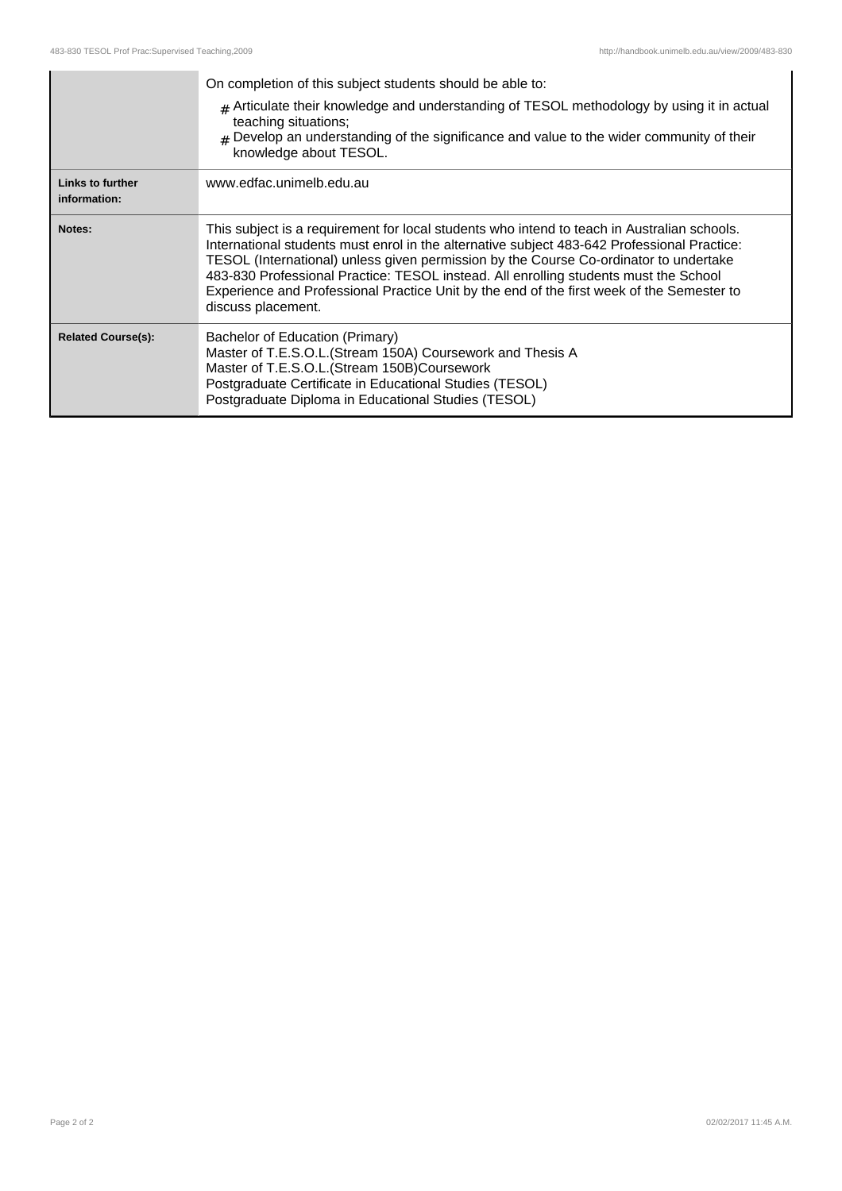| | |
|---|---|
| | On completion of this subject students should be able to:<br># Articulate their knowledge and understanding of TESOL methodology by using it in actual teaching situations;<br># Develop an understanding of the significance and value to the wider community of their knowledge about TESOL. |
| **Links to further information:** | www.edfac.unimelb.edu.au |
| **Notes:** | This subject is a requirement for local students who intend to teach in Australian schools. International students must enrol in the alternative subject 483-642 Professional Practice: TESOL (International) unless given permission by the Course Co-ordinator to undertake 483-830 Professional Practice: TESOL instead. All enrolling students must the School Experience and Professional Practice Unit by the end of the first week of the Semester to discuss placement. |
| **Related Course(s):** | Bachelor of Education (Primary)<br>Master of T.E.S.O.L.(Stream 150A) Coursework and Thesis A<br>Master of T.E.S.O.L.(Stream 150B)Coursework<br>Postgraduate Certificate in Educational Studies (TESOL)<br>Postgraduate Diploma in Educational Studies (TESOL) |